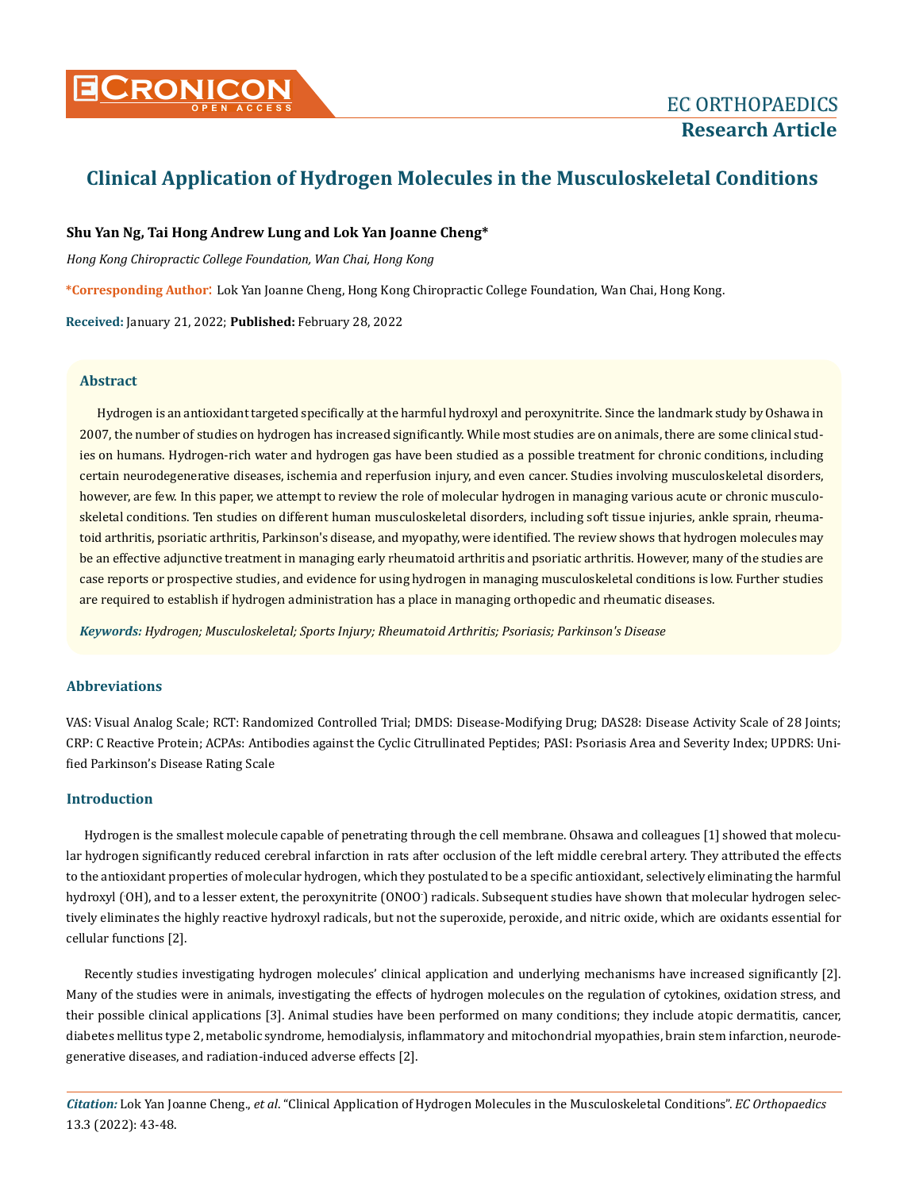# Clinical Application of Hydrogen Molecules in the Musculoskeletal Conditions

**Shu Yan Ng, Tai Hong Andrew Lung and Lok Yan Joanne Cheng***

*Hong Kong Chiropractic College Foundation, Wan Chai, Hong Kong*

***Corresponding Author**: Lok Yan Joanne Cheng, Hong Kong Chiropractic College Foundation, Wan Chai, Hong Kong.

**Received:** January 21, 2022; **Published:** February 28, 2022

## Abstract

Hydrogen is an antioxidant targeted specifically at the harmful hydroxyl and peroxynitrite. Since the landmark study by Oshawa in 2007, the number of studies on hydrogen has increased significantly. While most studies are on animals, there are some clinical studies on humans. Hydrogen-rich water and hydrogen gas have been studied as a possible treatment for chronic conditions, including certain neurodegenerative diseases, ischemia and reperfusion injury, and even cancer. Studies involving musculoskeletal disorders, however, are few. In this paper, we attempt to review the role of molecular hydrogen in managing various acute or chronic musculoskeletal conditions. Ten studies on different human musculoskeletal disorders, including soft tissue injuries, ankle sprain, rheumatoid arthritis, psoriatic arthritis, Parkinson's disease, and myopathy, were identified. The review shows that hydrogen molecules may be an effective adjunctive treatment in managing early rheumatoid arthritis and psoriatic arthritis. However, many of the studies are case reports or prospective studies, and evidence for using hydrogen in managing musculoskeletal conditions is low. Further studies are required to establish if hydrogen administration has a place in managing orthopedic and rheumatic diseases.

***Keywords:*** *Hydrogen; Musculoskeletal; Sports Injury; Rheumatoid Arthritis; Psoriasis; Parkinson's Disease*

## Abbreviations

VAS: Visual Analog Scale; RCT: Randomized Controlled Trial; DMDS: Disease-Modifying Drug; DAS28: Disease Activity Scale of 28 Joints; CRP: C Reactive Protein; ACPAs: Antibodies against the Cyclic Citrullinated Peptides; PASI: Psoriasis Area and Severity Index; UPDRS: Unified Parkinson's Disease Rating Scale

## Introduction

Hydrogen is the smallest molecule capable of penetrating through the cell membrane. Ohsawa and colleagues [1] showed that molecular hydrogen significantly reduced cerebral infarction in rats after occlusion of the left middle cerebral artery. They attributed the effects to the antioxidant properties of molecular hydrogen, which they postulated to be a specific antioxidant, selectively eliminating the harmful hydroxyl ($^{\cdot}OH$), and to a lesser extent, the peroxynitrite ($ONOO^{-}$) radicals. Subsequent studies have shown that molecular hydrogen selectively eliminates the highly reactive hydroxyl radicals, but not the superoxide, peroxide, and nitric oxide, which are oxidants essential for cellular functions [2].

Recently studies investigating hydrogen molecules' clinical application and underlying mechanisms have increased significantly [2]. Many of the studies were in animals, investigating the effects of hydrogen molecules on the regulation of cytokines, oxidation stress, and their possible clinical applications [3]. Animal studies have been performed on many conditions; they include atopic dermatitis, cancer, diabetes mellitus type 2, metabolic syndrome, hemodialysis, inflammatory and mitochondrial myopathies, brain stem infarction, neurodegenerative diseases, and radiation-induced adverse effects [2].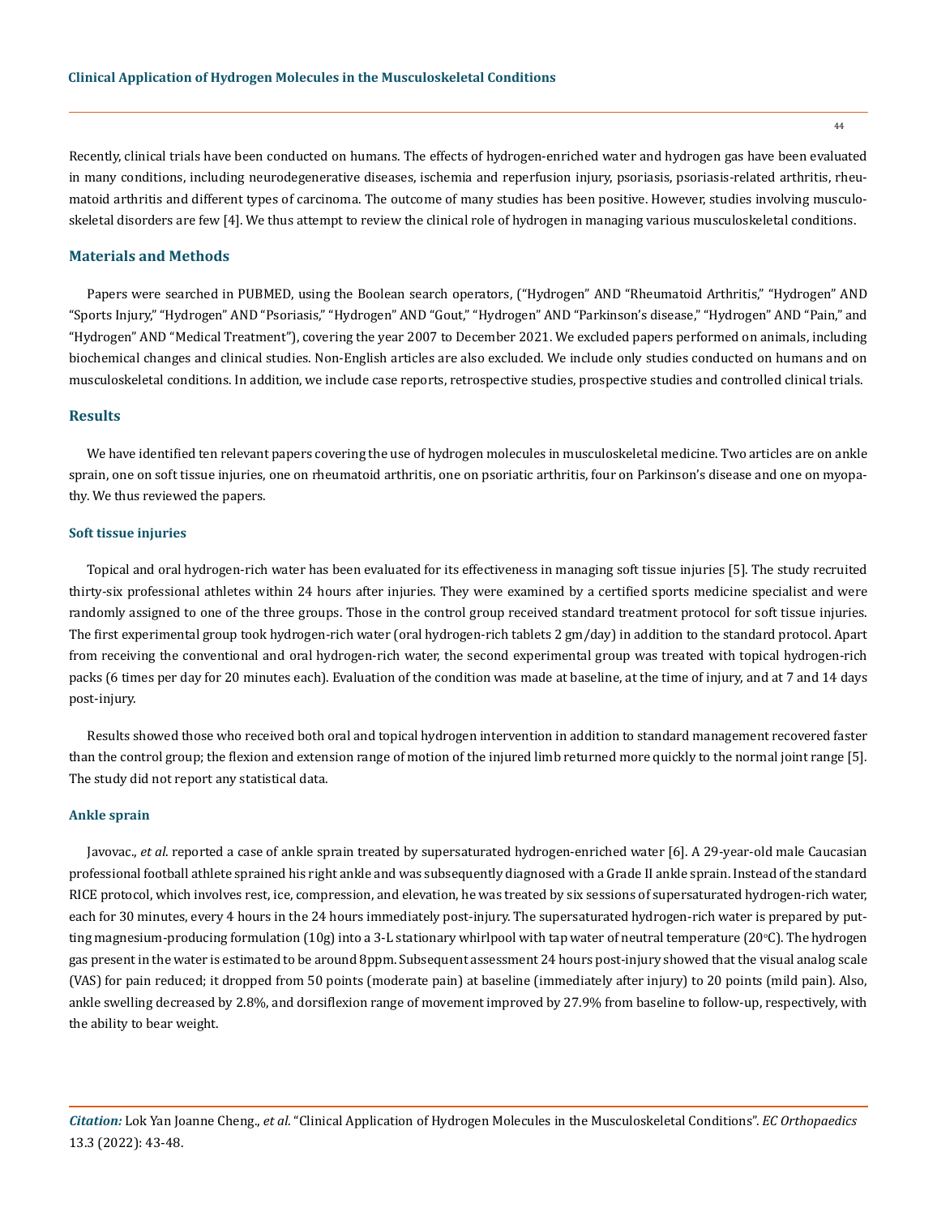Recently, clinical trials have been conducted on humans. The effects of hydrogen-enriched water and hydrogen gas have been evaluated in many conditions, including neurodegenerative diseases, ischemia and reperfusion injury, psoriasis, psoriasis-related arthritis, rheumatoid arthritis and different types of carcinoma. The outcome of many studies has been positive. However, studies involving musculoskeletal disorders are few [4]. We thus attempt to review the clinical role of hydrogen in managing various musculoskeletal conditions.

## Materials and Methods

Papers were searched in PUBMED, using the Boolean search operators, ("Hydrogen" AND "Rheumatoid Arthritis," "Hydrogen" AND "Sports Injury," "Hydrogen" AND "Psoriasis," "Hydrogen" AND "Gout," "Hydrogen" AND "Parkinson's disease," "Hydrogen" AND "Pain," and "Hydrogen" AND "Medical Treatment"), covering the year 2007 to December 2021. We excluded papers performed on animals, including biochemical changes and clinical studies. Non-English articles are also excluded. We include only studies conducted on humans and on musculoskeletal conditions. In addition, we include case reports, retrospective studies, prospective studies and controlled clinical trials.

## Results

We have identified ten relevant papers covering the use of hydrogen molecules in musculoskeletal medicine. Two articles are on ankle sprain, one on soft tissue injuries, one on rheumatoid arthritis, one on psoriatic arthritis, four on Parkinson's disease and one on myopathy. We thus reviewed the papers.

### Soft tissue injuries

Topical and oral hydrogen-rich water has been evaluated for its effectiveness in managing soft tissue injuries [5]. The study recruited thirty-six professional athletes within 24 hours after injuries. They were examined by a certified sports medicine specialist and were randomly assigned to one of the three groups. Those in the control group received standard treatment protocol for soft tissue injuries. The first experimental group took hydrogen-rich water (oral hydrogen-rich tablets 2 gm/day) in addition to the standard protocol. Apart from receiving the conventional and oral hydrogen-rich water, the second experimental group was treated with topical hydrogen-rich packs (6 times per day for 20 minutes each). Evaluation of the condition was made at baseline, at the time of injury, and at 7 and 14 days post-injury.

Results showed those who received both oral and topical hydrogen intervention in addition to standard management recovered faster than the control group; the flexion and extension range of motion of the injured limb returned more quickly to the normal joint range [5]. The study did not report any statistical data.

### Ankle sprain

Javovac., *et al*. reported a case of ankle sprain treated by supersaturated hydrogen-enriched water [6]. A 29-year-old male Caucasian professional football athlete sprained his right ankle and was subsequently diagnosed with a Grade II ankle sprain. Instead of the standard RICE protocol, which involves rest, ice, compression, and elevation, he was treated by six sessions of supersaturated hydrogen-rich water, each for 30 minutes, every 4 hours in the 24 hours immediately post-injury. The supersaturated hydrogen-rich water is prepared by putting magnesium-producing formulation (10g) into a 3-L stationary whirlpool with tap water of neutral temperature (20°C). The hydrogen gas present in the water is estimated to be around 8ppm. Subsequent assessment 24 hours post-injury showed that the visual analog scale (VAS) for pain reduced; it dropped from 50 points (moderate pain) at baseline (immediately after injury) to 20 points (mild pain). Also, ankle swelling decreased by 2.8%, and dorsiflexion range of movement improved by 27.9% from baseline to follow-up, respectively, with the ability to bear weight.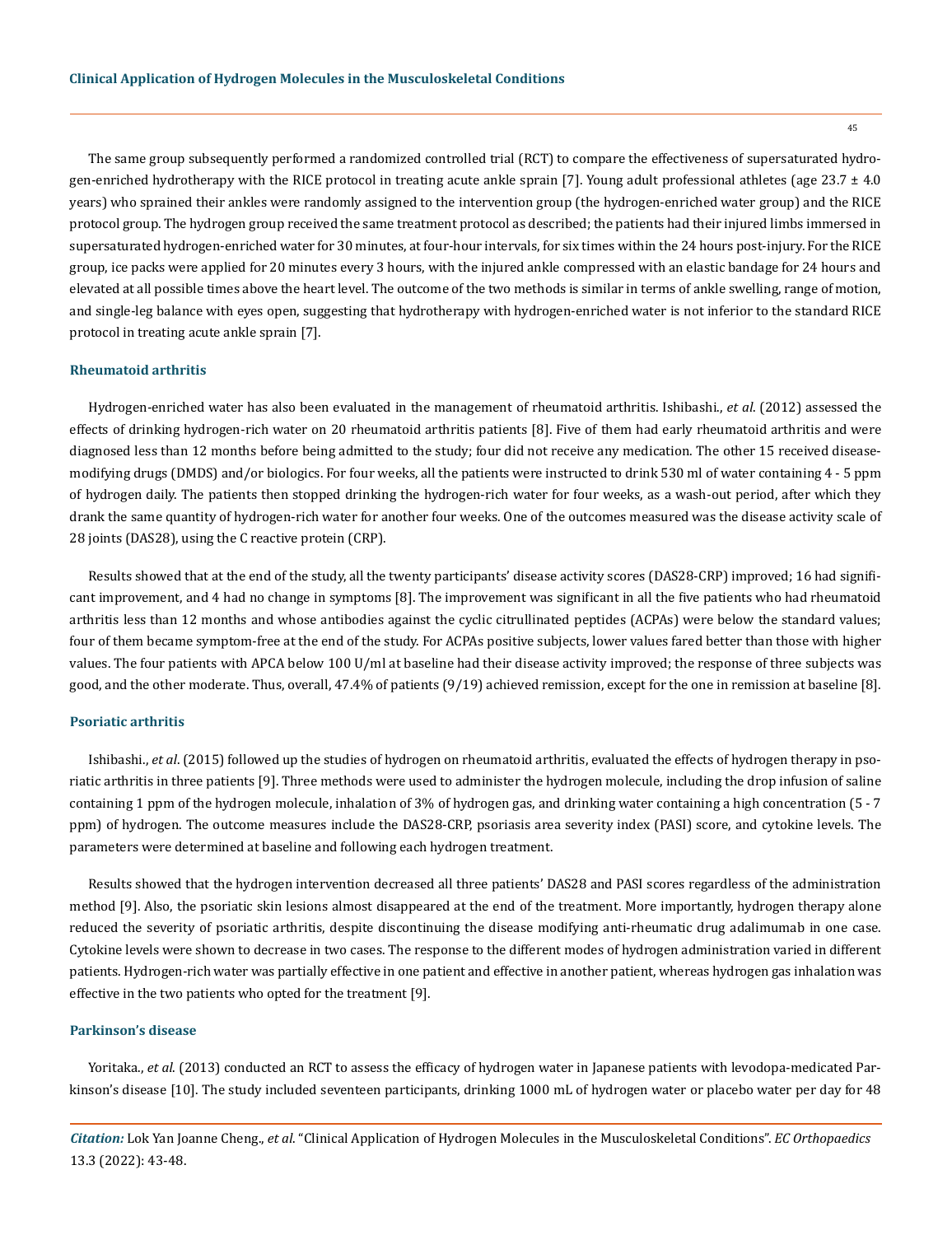The same group subsequently performed a randomized controlled trial (RCT) to compare the effectiveness of supersaturated hydrogen-enriched hydrotherapy with the RICE protocol in treating acute ankle sprain [7]. Young adult professional athletes (age 23.7 ± 4.0 years) who sprained their ankles were randomly assigned to the intervention group (the hydrogen-enriched water group) and the RICE protocol group. The hydrogen group received the same treatment protocol as described; the patients had their injured limbs immersed in supersaturated hydrogen-enriched water for 30 minutes, at four-hour intervals, for six times within the 24 hours post-injury. For the RICE group, ice packs were applied for 20 minutes every 3 hours, with the injured ankle compressed with an elastic bandage for 24 hours and elevated at all possible times above the heart level. The outcome of the two methods is similar in terms of ankle swelling, range of motion, and single-leg balance with eyes open, suggesting that hydrotherapy with hydrogen-enriched water is not inferior to the standard RICE protocol in treating acute ankle sprain [7].

### Rheumatoid arthritis

Hydrogen-enriched water has also been evaluated in the management of rheumatoid arthritis. Ishibashi., *et al*. (2012) assessed the effects of drinking hydrogen-rich water on 20 rheumatoid arthritis patients [8]. Five of them had early rheumatoid arthritis and were diagnosed less than 12 months before being admitted to the study; four did not receive any medication. The other 15 received disease-modifying drugs (DMDS) and/or biologics. For four weeks, all the patients were instructed to drink 530 ml of water containing 4 - 5 ppm of hydrogen daily. The patients then stopped drinking the hydrogen-rich water for four weeks, as a wash-out period, after which they drank the same quantity of hydrogen-rich water for another four weeks. One of the outcomes measured was the disease activity scale of 28 joints (DAS28), using the C reactive protein (CRP).

Results showed that at the end of the study, all the twenty participants' disease activity scores (DAS28-CRP) improved; 16 had significant improvement, and 4 had no change in symptoms [8]. The improvement was significant in all the five patients who had rheumatoid arthritis less than 12 months and whose antibodies against the cyclic citrullinated peptides (ACPAs) were below the standard values; four of them became symptom-free at the end of the study. For ACPAs positive subjects, lower values fared better than those with higher values. The four patients with APCA below 100 U/ml at baseline had their disease activity improved; the response of three subjects was good, and the other moderate. Thus, overall, 47.4% of patients (9/19) achieved remission, except for the one in remission at baseline [8].

### Psoriatic arthritis

Ishibashi., *et al*. (2015) followed up the studies of hydrogen on rheumatoid arthritis, evaluated the effects of hydrogen therapy in psoriatic arthritis in three patients [9]. Three methods were used to administer the hydrogen molecule, including the drop infusion of saline containing 1 ppm of the hydrogen molecule, inhalation of 3% of hydrogen gas, and drinking water containing a high concentration (5 - 7 ppm) of hydrogen. The outcome measures include the DAS28-CRP, psoriasis area severity index (PASI) score, and cytokine levels. The parameters were determined at baseline and following each hydrogen treatment.

Results showed that the hydrogen intervention decreased all three patients' DAS28 and PASI scores regardless of the administration method [9]. Also, the psoriatic skin lesions almost disappeared at the end of the treatment. More importantly, hydrogen therapy alone reduced the severity of psoriatic arthritis, despite discontinuing the disease modifying anti-rheumatic drug adalimumab in one case. Cytokine levels were shown to decrease in two cases. The response to the different modes of hydrogen administration varied in different patients. Hydrogen-rich water was partially effective in one patient and effective in another patient, whereas hydrogen gas inhalation was effective in the two patients who opted for the treatment [9].

### Parkinson's disease

Yoritaka., *et al*. (2013) conducted an RCT to assess the efficacy of hydrogen water in Japanese patients with levodopa-medicated Parkinson's disease [10]. The study included seventeen participants, drinking 1000 mL of hydrogen water or placebo water per day for 48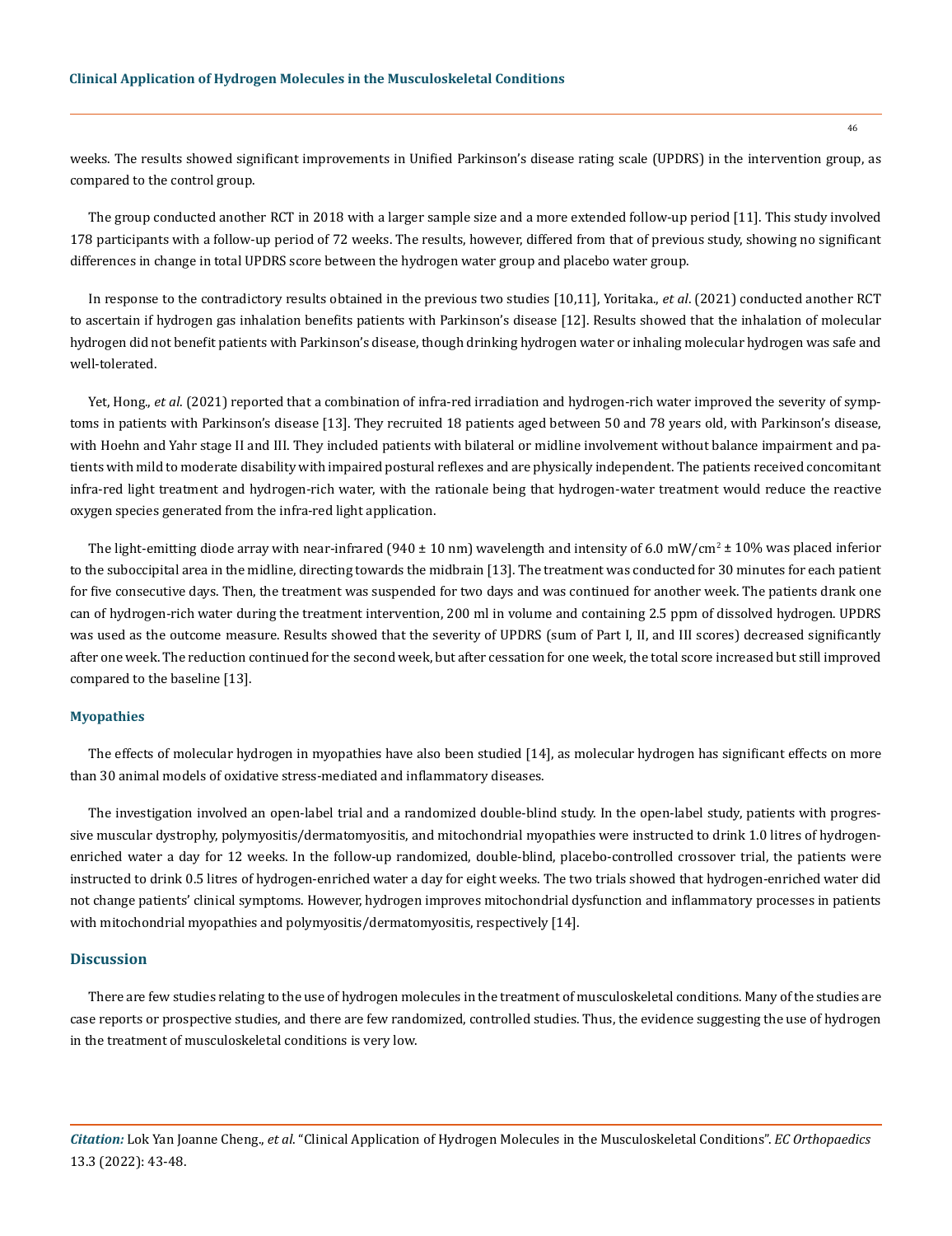weeks. The results showed significant improvements in Unified Parkinson's disease rating scale (UPDRS) in the intervention group, as compared to the control group.

The group conducted another RCT in 2018 with a larger sample size and a more extended follow-up period [11]. This study involved 178 participants with a follow-up period of 72 weeks. The results, however, differed from that of previous study, showing no significant differences in change in total UPDRS score between the hydrogen water group and placebo water group.

In response to the contradictory results obtained in the previous two studies [10,11], Yoritaka., *et al*. (2021) conducted another RCT to ascertain if hydrogen gas inhalation benefits patients with Parkinson's disease [12]. Results showed that the inhalation of molecular hydrogen did not benefit patients with Parkinson's disease, though drinking hydrogen water or inhaling molecular hydrogen was safe and well-tolerated.

Yet, Hong., *et al*. (2021) reported that a combination of infra-red irradiation and hydrogen-rich water improved the severity of symptoms in patients with Parkinson's disease [13]. They recruited 18 patients aged between 50 and 78 years old, with Parkinson's disease, with Hoehn and Yahr stage II and III. They included patients with bilateral or midline involvement without balance impairment and patients with mild to moderate disability with impaired postural reflexes and are physically independent. The patients received concomitant infra-red light treatment and hydrogen-rich water, with the rationale being that hydrogen-water treatment would reduce the reactive oxygen species generated from the infra-red light application.

The light-emitting diode array with near-infrared (940 ± 10 nm) wavelength and intensity of 6.0 mW/cm$^2$ ± 10% was placed inferior to the suboccipital area in the midline, directing towards the midbrain [13]. The treatment was conducted for 30 minutes for each patient for five consecutive days. Then, the treatment was suspended for two days and was continued for another week. The patients drank one can of hydrogen-rich water during the treatment intervention, 200 ml in volume and containing 2.5 ppm of dissolved hydrogen. UPDRS was used as the outcome measure. Results showed that the severity of UPDRS (sum of Part I, II, and III scores) decreased significantly after one week. The reduction continued for the second week, but after cessation for one week, the total score increased but still improved compared to the baseline [13].

### Myopathies

The effects of molecular hydrogen in myopathies have also been studied [14], as molecular hydrogen has significant effects on more than 30 animal models of oxidative stress-mediated and inflammatory diseases.

The investigation involved an open-label trial and a randomized double-blind study. In the open-label study, patients with progressive muscular dystrophy, polymyositis/dermatomyositis, and mitochondrial myopathies were instructed to drink 1.0 litres of hydrogen-enriched water a day for 12 weeks. In the follow-up randomized, double-blind, placebo-controlled crossover trial, the patients were instructed to drink 0.5 litres of hydrogen-enriched water a day for eight weeks. The two trials showed that hydrogen-enriched water did not change patients' clinical symptoms. However, hydrogen improves mitochondrial dysfunction and inflammatory processes in patients with mitochondrial myopathies and polymyositis/dermatomyositis, respectively [14].

## Discussion

There are few studies relating to the use of hydrogen molecules in the treatment of musculoskeletal conditions. Many of the studies are case reports or prospective studies, and there are few randomized, controlled studies. Thus, the evidence suggesting the use of hydrogen in the treatment of musculoskeletal conditions is very low.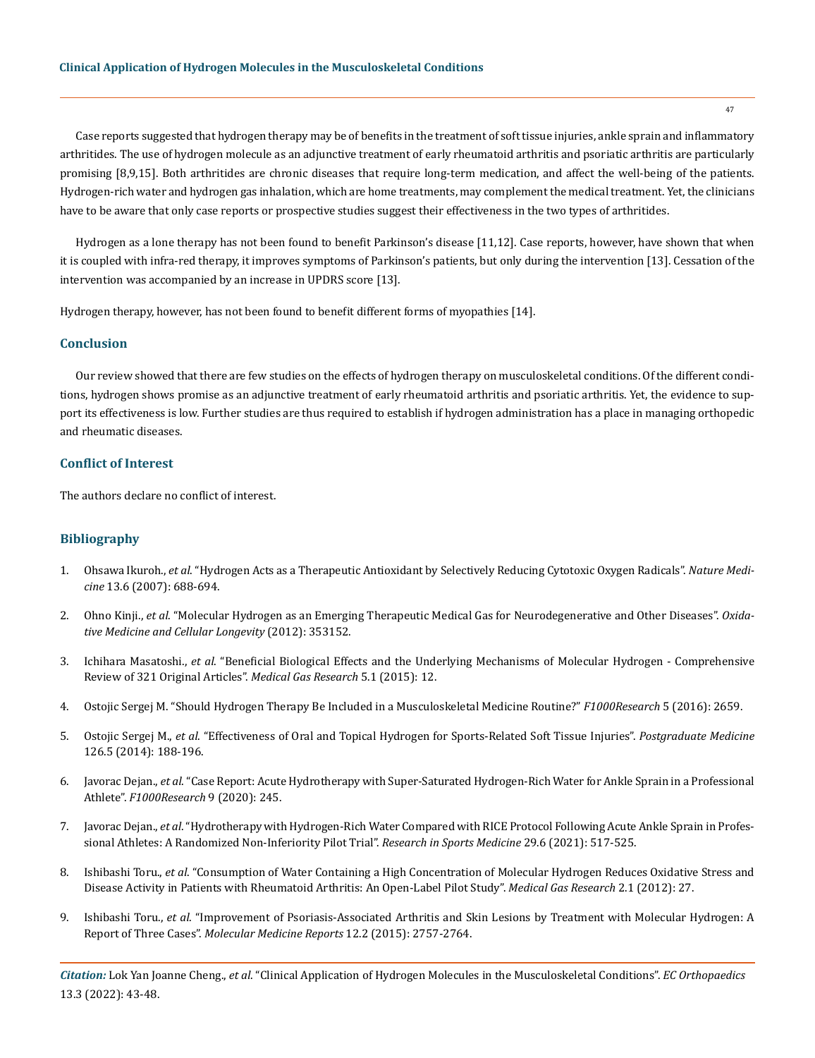Case reports suggested that hydrogen therapy may be of benefits in the treatment of soft tissue injuries, ankle sprain and inflammatory arthritides. The use of hydrogen molecule as an adjunctive treatment of early rheumatoid arthritis and psoriatic arthritis are particularly promising [8,9,15]. Both arthritides are chronic diseases that require long-term medication, and affect the well-being of the patients. Hydrogen-rich water and hydrogen gas inhalation, which are home treatments, may complement the medical treatment. Yet, the clinicians have to be aware that only case reports or prospective studies suggest their effectiveness in the two types of arthritides.

Hydrogen as a lone therapy has not been found to benefit Parkinson's disease [11,12]. Case reports, however, have shown that when it is coupled with infra-red therapy, it improves symptoms of Parkinson's patients, but only during the intervention [13]. Cessation of the intervention was accompanied by an increase in UPDRS score [13].

Hydrogen therapy, however, has not been found to benefit different forms of myopathies [14].

## Conclusion

Our review showed that there are few studies on the effects of hydrogen therapy on musculoskeletal conditions. Of the different conditions, hydrogen shows promise as an adjunctive treatment of early rheumatoid arthritis and psoriatic arthritis. Yet, the evidence to support its effectiveness is low. Further studies are thus required to establish if hydrogen administration has a place in managing orthopedic and rheumatic diseases.

## Conflict of Interest

The authors declare no conflict of interest.

## Bibliography

1. Ohsawa Ikuroh., *et al*. "Hydrogen Acts as a Therapeutic Antioxidant by Selectively Reducing Cytotoxic Oxygen Radicals". *Nature Medicine* 13.6 (2007): 688-694.
2. Ohno Kinji., *et al*. "Molecular Hydrogen as an Emerging Therapeutic Medical Gas for Neurodegenerative and Other Diseases". *Oxidative Medicine and Cellular Longevity* (2012): 353152.
3. Ichihara Masatoshi., *et al*. "Beneficial Biological Effects and the Underlying Mechanisms of Molecular Hydrogen - Comprehensive Review of 321 Original Articles". *Medical Gas Research* 5.1 (2015): 12.
4. Ostojic Sergej M. "Should Hydrogen Therapy Be Included in a Musculoskeletal Medicine Routine?" *F1000Research* 5 (2016): 2659.
5. Ostojic Sergej M., *et al*. "Effectiveness of Oral and Topical Hydrogen for Sports-Related Soft Tissue Injuries". *Postgraduate Medicine* 126.5 (2014): 188-196.
6. Javorac Dejan., *et al*. "Case Report: Acute Hydrotherapy with Super-Saturated Hydrogen-Rich Water for Ankle Sprain in a Professional Athlete". *F1000Research* 9 (2020): 245.
7. Javorac Dejan., *et al*. "Hydrotherapy with Hydrogen-Rich Water Compared with RICE Protocol Following Acute Ankle Sprain in Professional Athletes: A Randomized Non-Inferiority Pilot Trial". *Research in Sports Medicine* 29.6 (2021): 517-525.
8. Ishibashi Toru., *et al*. "Consumption of Water Containing a High Concentration of Molecular Hydrogen Reduces Oxidative Stress and Disease Activity in Patients with Rheumatoid Arthritis: An Open-Label Pilot Study". *Medical Gas Research* 2.1 (2012): 27.
9. Ishibashi Toru., *et al*. "Improvement of Psoriasis-Associated Arthritis and Skin Lesions by Treatment with Molecular Hydrogen: A Report of Three Cases". *Molecular Medicine Reports* 12.2 (2015): 2757-2764.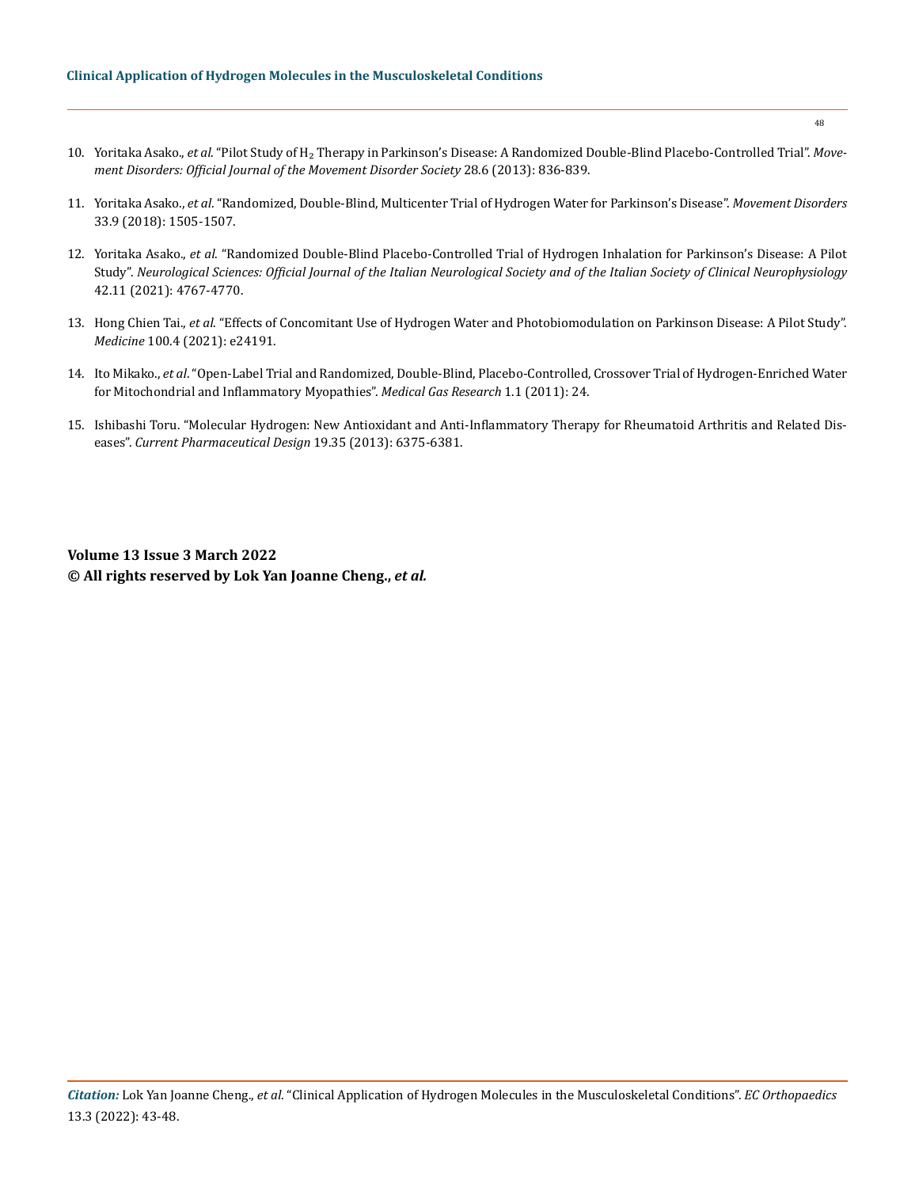10. Yoritaka Asako., *et al*. "Pilot Study of $H_2$ Therapy in Parkinson's Disease: A Randomized Double-Blind Placebo-Controlled Trial". *Movement Disorders: Official Journal of the Movement Disorder Society* 28.6 (2013): 836-839.

11. Yoritaka Asako., *et al*. "Randomized, Double-Blind, Multicenter Trial of Hydrogen Water for Parkinson's Disease". *Movement Disorders* 33.9 (2018): 1505-1507.

12. Yoritaka Asako., *et al*. "Randomized Double-Blind Placebo-Controlled Trial of Hydrogen Inhalation for Parkinson's Disease: A Pilot Study". *Neurological Sciences: Official Journal of the Italian Neurological Society and of the Italian Society of Clinical Neurophysiology* 42.11 (2021): 4767-4770.

13. Hong Chien Tai., *et al*. "Effects of Concomitant Use of Hydrogen Water and Photobiomodulation on Parkinson Disease: A Pilot Study". *Medicine* 100.4 (2021): e24191.

14. Ito Mikako., *et al*. "Open-Label Trial and Randomized, Double-Blind, Placebo-Controlled, Crossover Trial of Hydrogen-Enriched Water for Mitochondrial and Inflammatory Myopathies". *Medical Gas Research* 1.1 (2011): 24.

15. Ishibashi Toru. "Molecular Hydrogen: New Antioxidant and Anti-Inflammatory Therapy for Rheumatoid Arthritis and Related Diseases". *Current Pharmaceutical Design* 19.35 (2013): 6375-6381.

**Volume 13 Issue 3 March 2022**
**© All rights reserved by Lok Yan Joanne Cheng., *et al.***